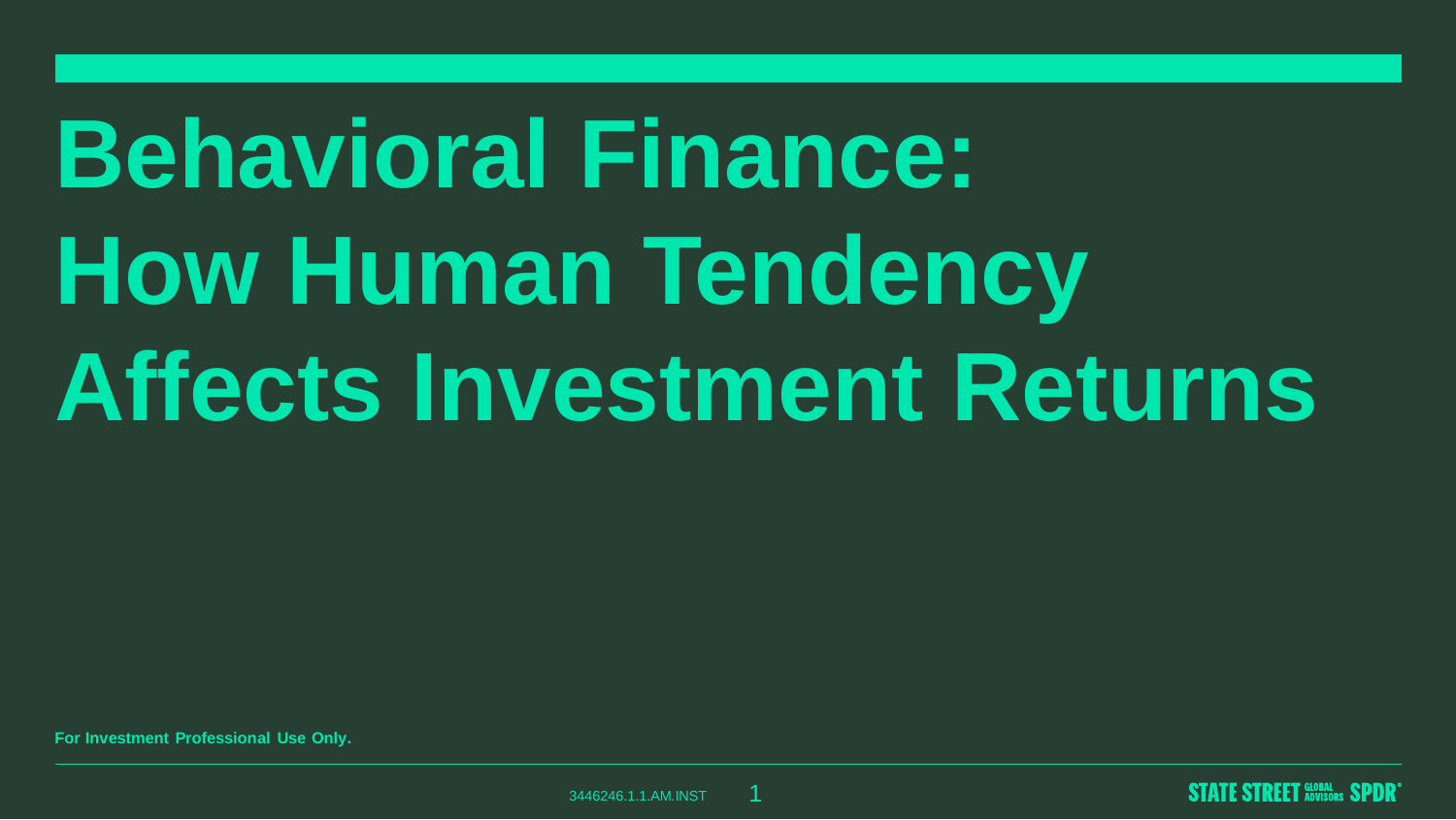# Behavioral Finance: How Human Tendency Affects Investment Returns

**For Investment Professional Use Only.**

3446246.1.1.AM.INST

STATE STREET GLOBAL ADVISORS SPDR®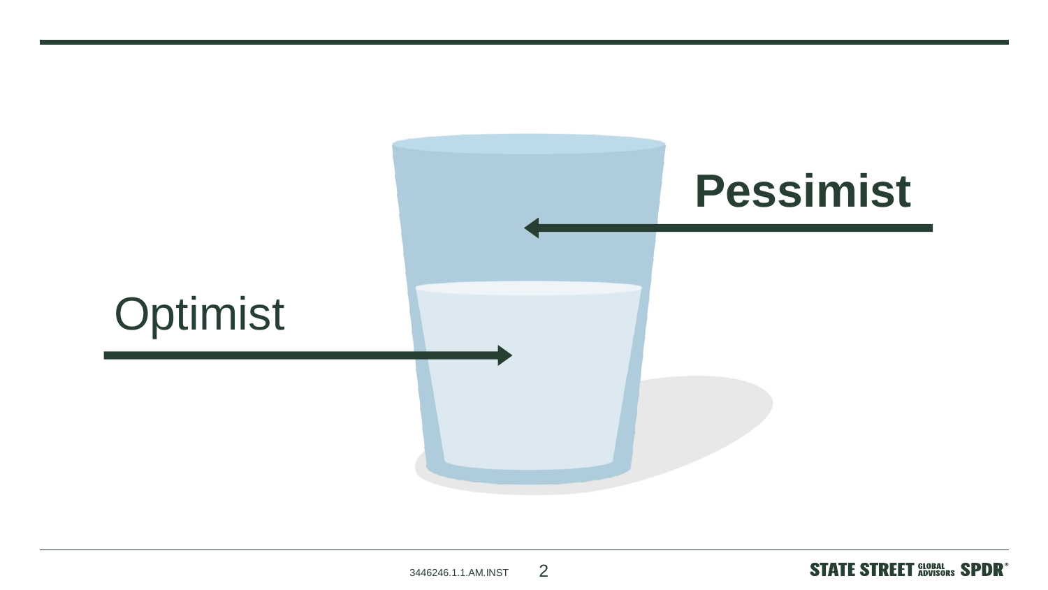Pessimist

Optimist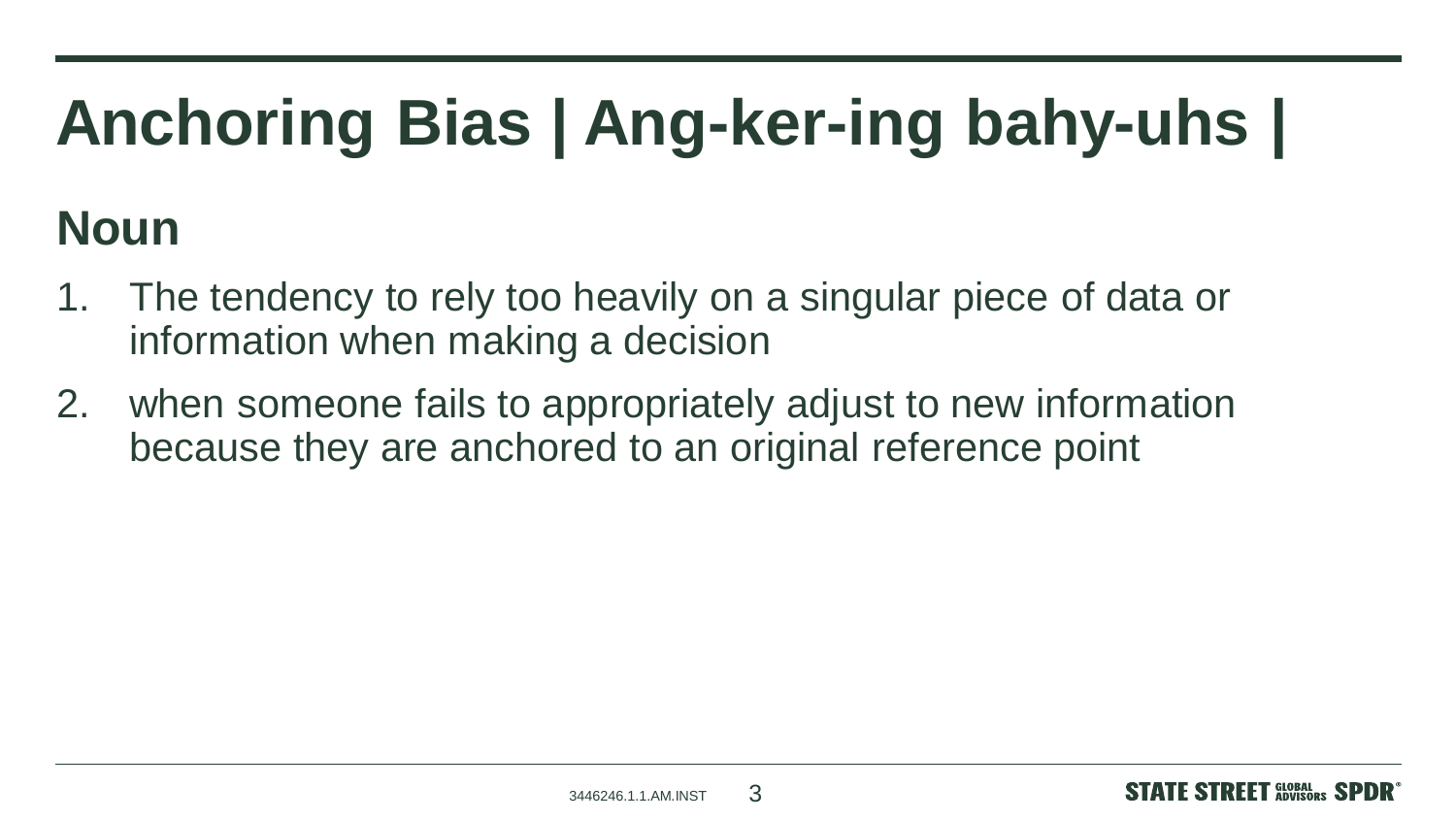# Anchoring Bias | Ang-ker-ing bahy-uhs |

## Noun

1. The tendency to rely too heavily on a singular piece of data or information when making a decision
2. when someone fails to appropriately adjust to new information because they are anchored to an original reference point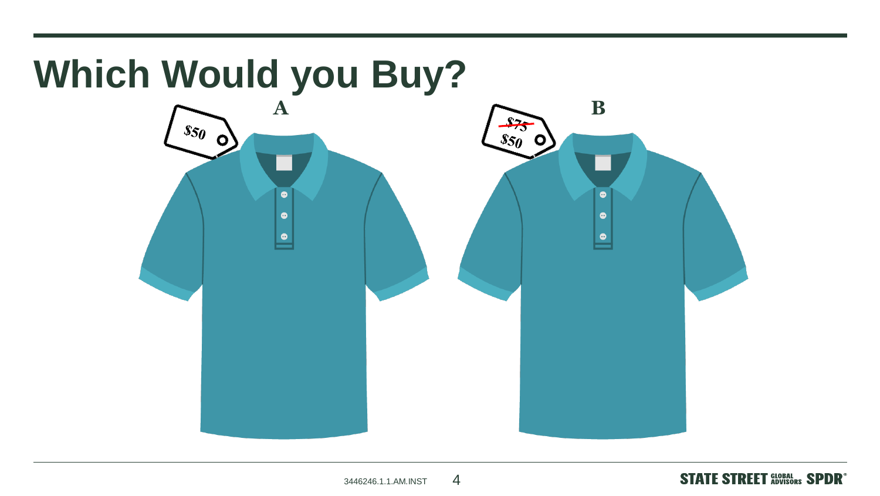# Which Would you Buy?

**A**

$50

**B**

~~$75~~
$50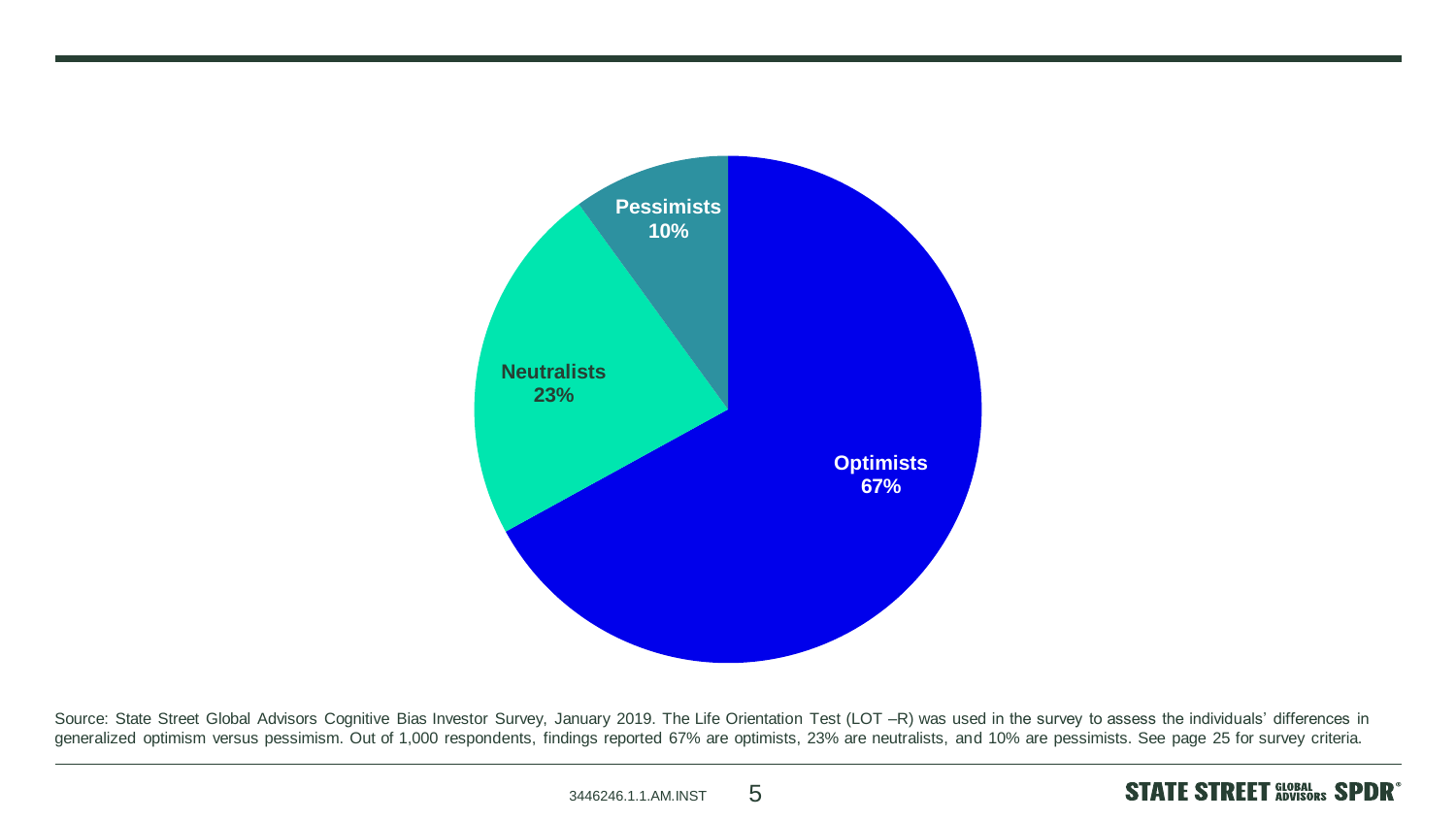Pessimists
10%

Neutralists
23%

Optimists
67%

Source: State Street Global Advisors Cognitive Bias Investor Survey, January 2019. The Life Orientation Test (LOT –R) was used in the survey to assess the individuals' differences in generalized optimism versus pessimism. Out of 1,000 respondents, findings reported 67% are optimists, 23% are neutralists, and 10% are pessimists. See page 25 for survey criteria.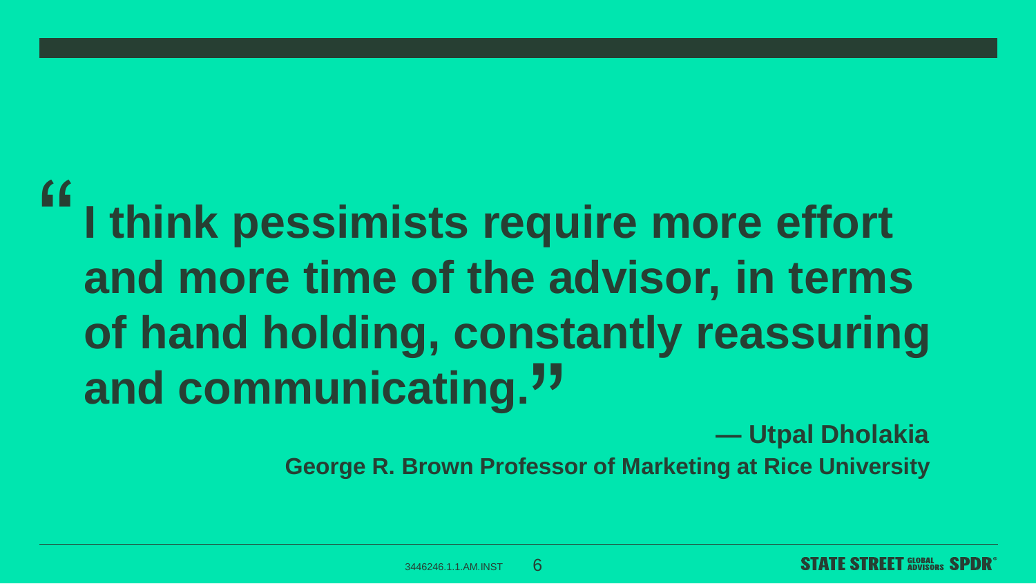> **“I think pessimists require more effort and more time of the advisor, in terms of hand holding, constantly reassuring and communicating.”**
>
> **— Utpal Dholakia**
> **George R. Brown Professor of Marketing at Rice University**

3446246.1.1.AM.INST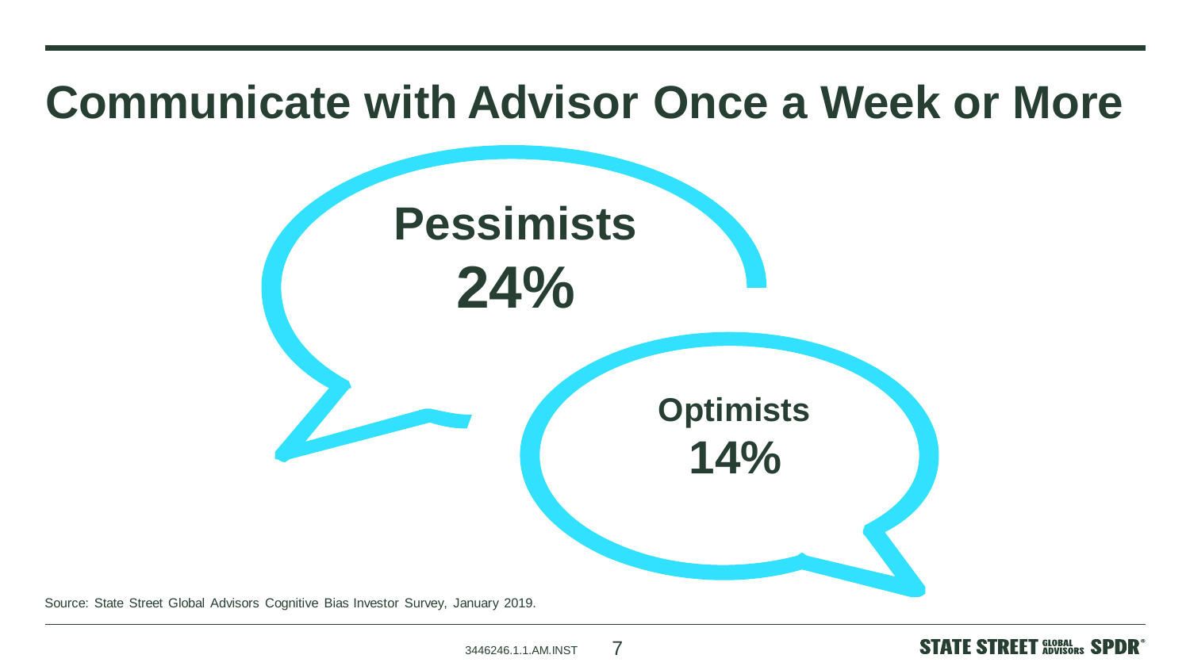# Communicate with Advisor Once a Week or More

**Pessimists**

**24%**

**Optimists**

**14%**

Source: State Street Global Advisors Cognitive Bias Investor Survey, January 2019.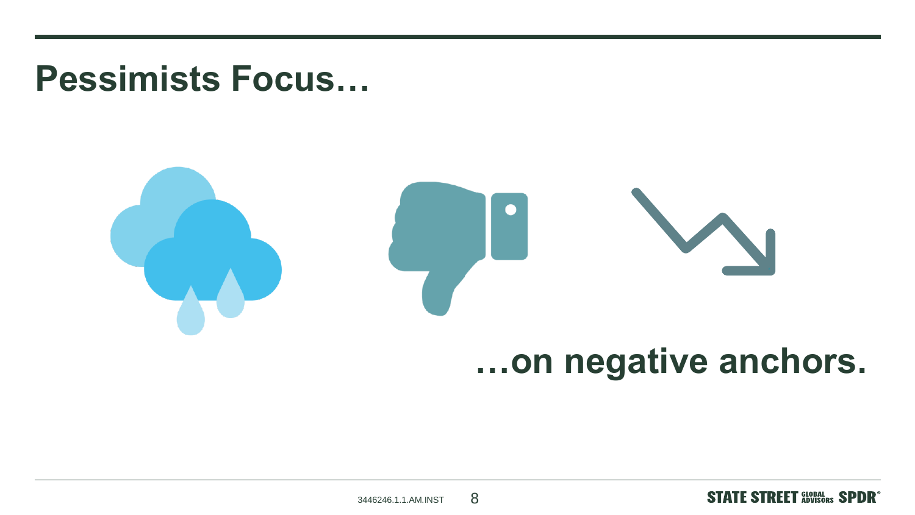# Pessimists Focus…

**…on negative anchors.**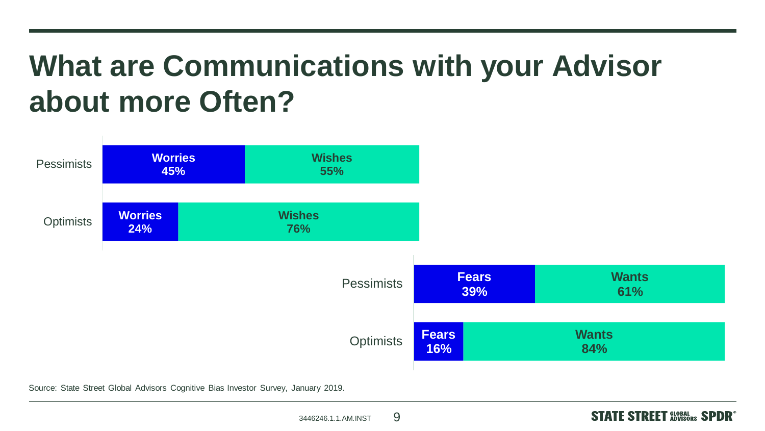# What are Communications with your Advisor about more Often?

| | Worries | Wishes |
|---|---|---|
| Pessimists | 45% | 55% |
| Optimists | 24% | 76% |

| | Fears | Wants |
|---|---|---|
| Pessimists | 39% | 61% |
| Optimists | 16% | 84% |

Source: State Street Global Advisors Cognitive Bias Investor Survey, January 2019.

3446246.1.1.AM.INST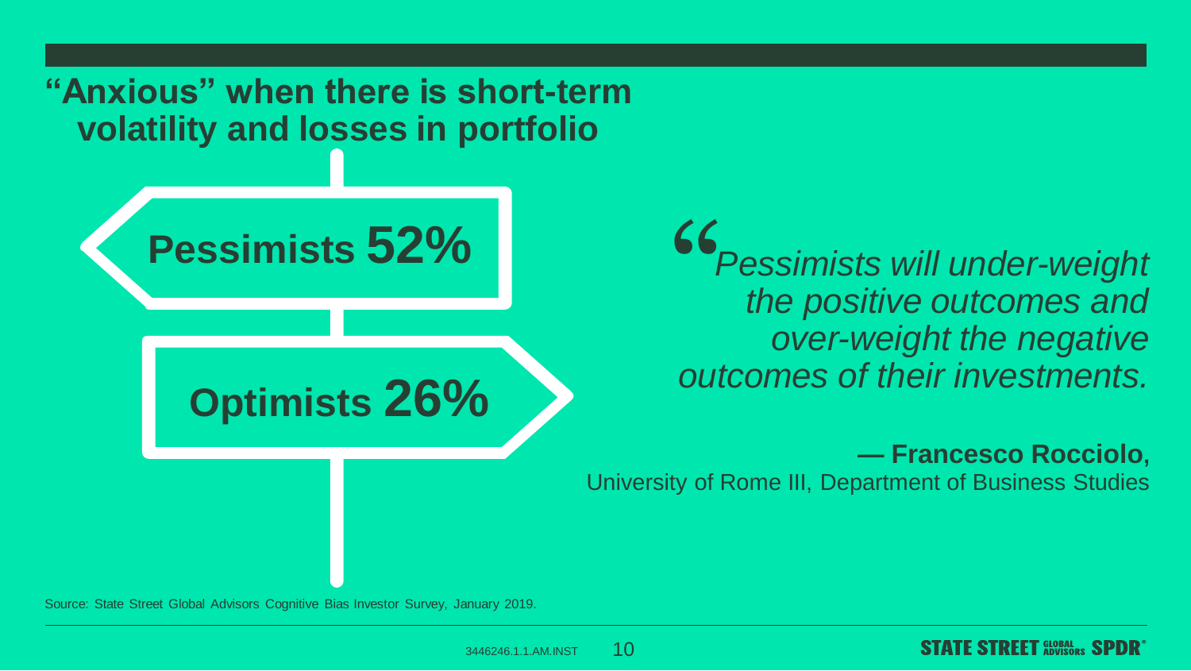## "Anxious" when there is short-term volatility and losses in portfolio

**Pessimists 52%**

**Optimists 26%**

*"Pessimists will under-weight the positive outcomes and over-weight the negative outcomes of their investments.*

**— Francesco Rocciolo,**
University of Rome III, Department of Business Studies

Source: State Street Global Advisors Cognitive Bias Investor Survey, January 2019.

3446246.1.1.AM.INST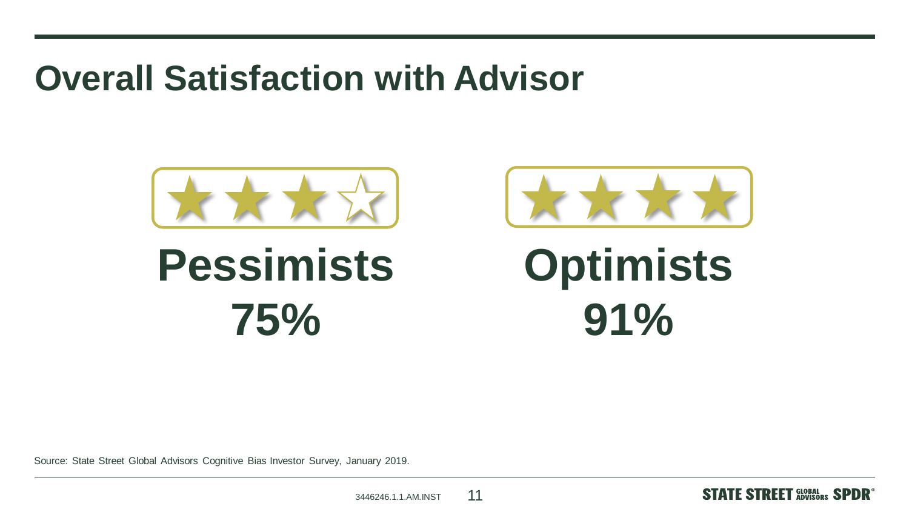# Overall Satisfaction with Advisor

**Pessimists**

**75%**

**Optimists**

**91%**

Source: State Street Global Advisors Cognitive Bias Investor Survey, January 2019.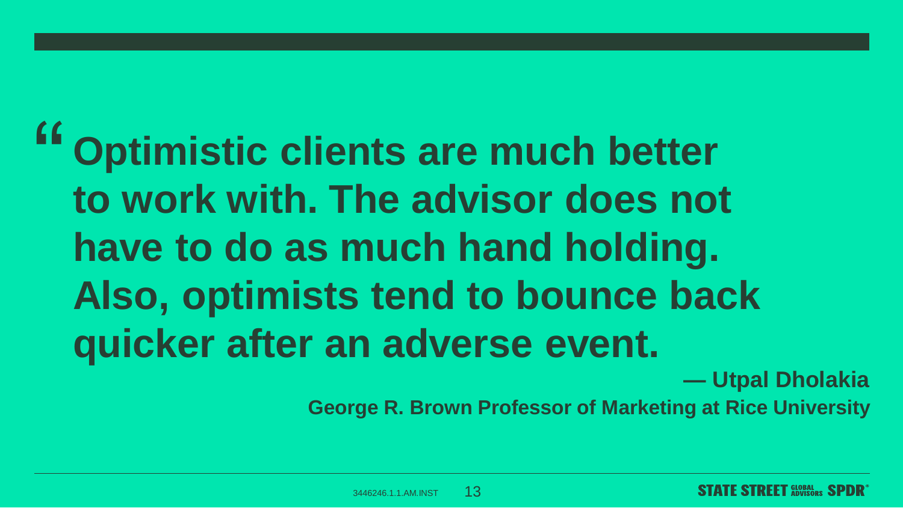> **“Optimistic clients are much better to work with. The advisor does not have to do as much hand holding. Also, optimists tend to bounce back quicker after an adverse event.**
>
> **— Utpal Dholakia**
>
> **George R. Brown Professor of Marketing at Rice University**

3446246.1.1.AM.INST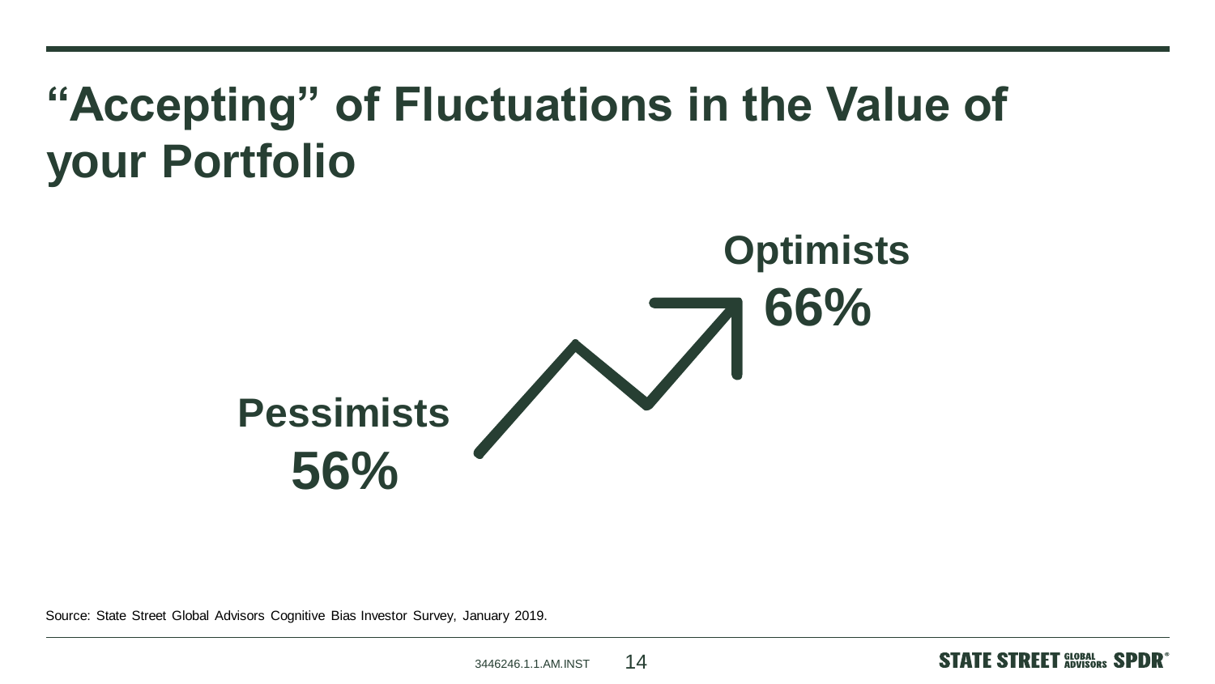# "Accepting" of Fluctuations in the Value of your Portfolio

**Pessimists**
**56%**

**Optimists**
**66%**

Source: State Street Global Advisors Cognitive Bias Investor Survey, January 2019.

3446246.1.1.AM.INST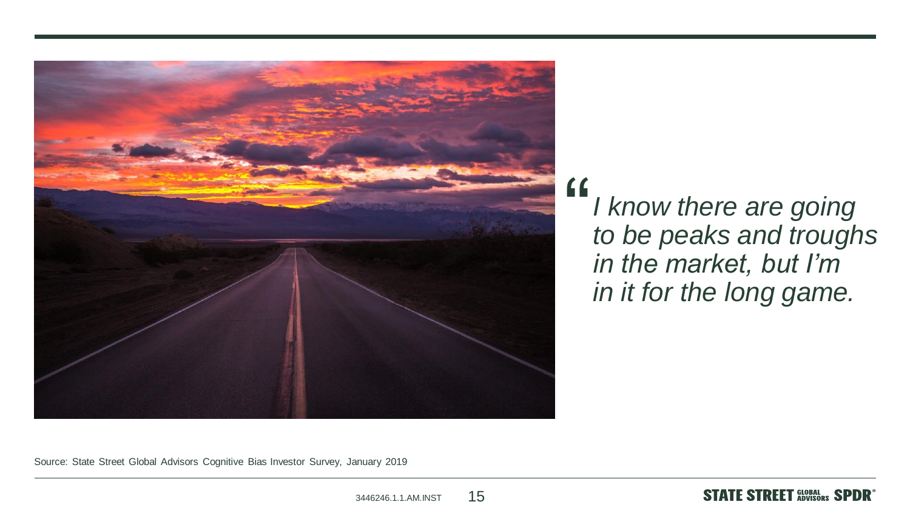> *"I know there are going to be peaks and troughs in the market, but I'm in it for the long game.*

Source: State Street Global Advisors Cognitive Bias Investor Survey, January 2019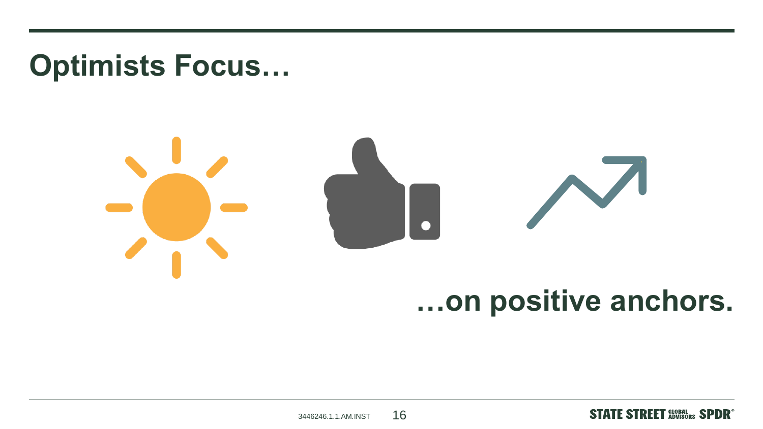# Optimists Focus…

**…on positive anchors.**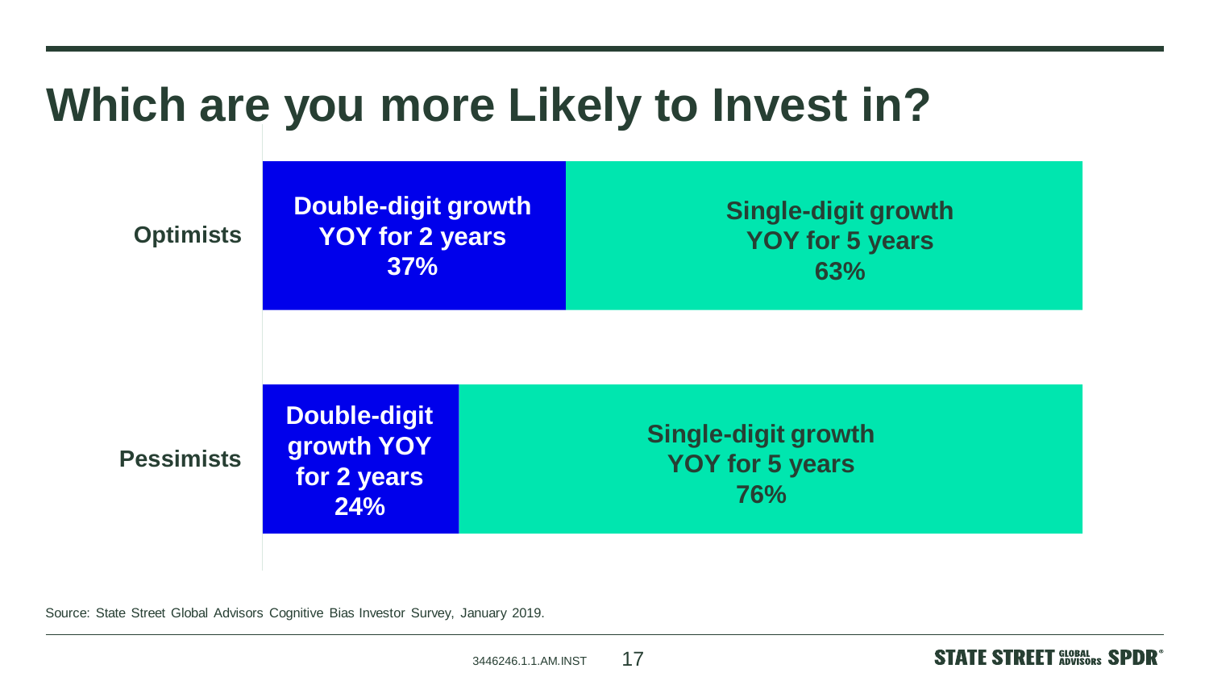# Which are you more Likely to Invest in?

| | Double-digit growth YOY for 2 years | Single-digit growth YOY for 5 years |
|---|---|---|
| Optimists | 37% | 63% |
| Pessimists | 24% | 76% |

Source: State Street Global Advisors Cognitive Bias Investor Survey, January 2019.

3446246.1.1.AM.INST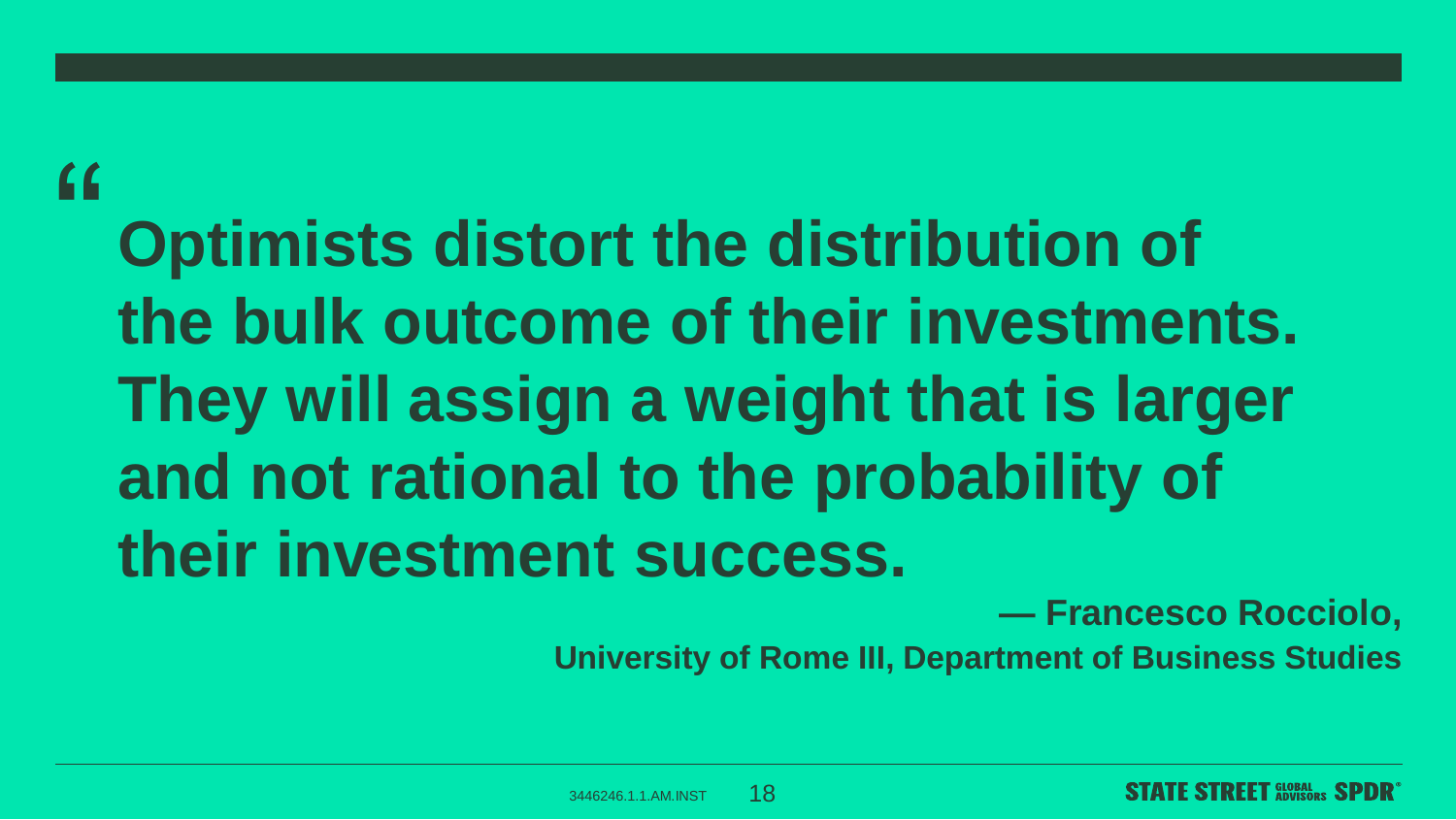> **Optimists distort the distribution of the bulk outcome of their investments. They will assign a weight that is larger and not rational to the probability of their investment success.**
>
> **— Francesco Rocciolo,**
> **University of Rome III, Department of Business Studies**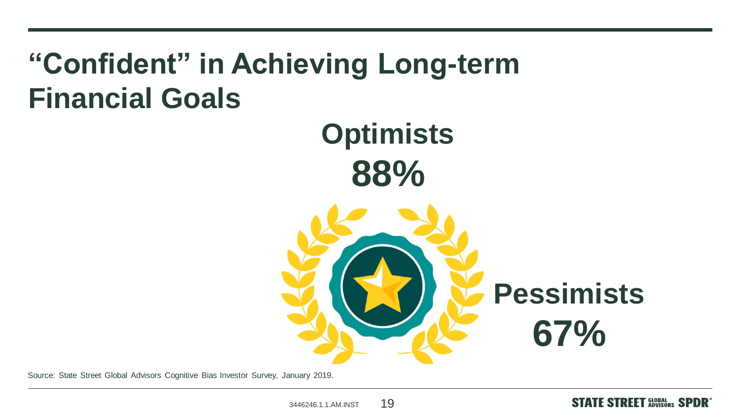# "Confident" in Achieving Long-term Financial Goals

**Optimists**

**88%**

**Pessimists**

**67%**

Source: State Street Global Advisors Cognitive Bias Investor Survey, January 2019.

3446246.1.1.AM.INST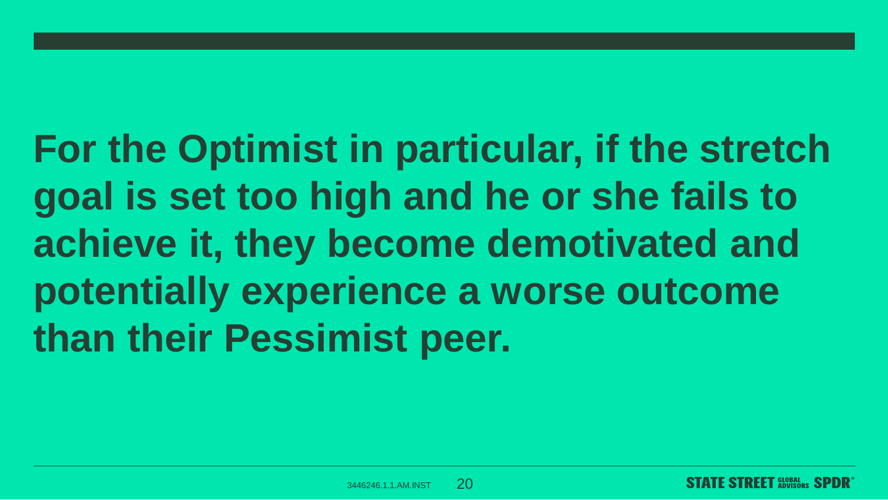**For the Optimist in particular, if the stretch goal is set too high and he or she fails to achieve it, they become demotivated and potentially experience a worse outcome than their Pessimist peer.**

3446246.1.1.AM.INST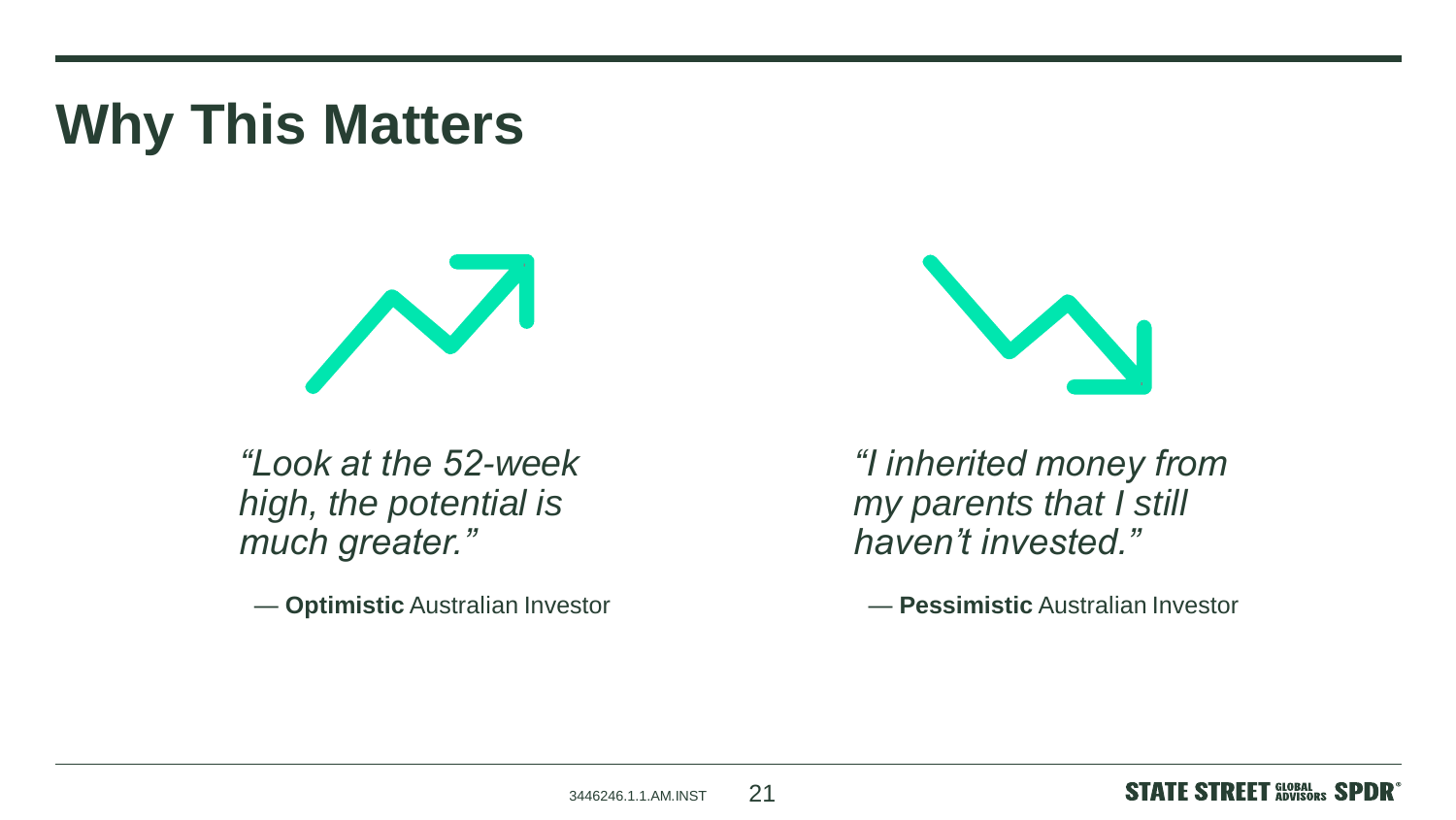# Why This Matters

*"Look at the 52-week high, the potential is much greater."*

— **Optimistic** Australian Investor

*"I inherited money from my parents that I still haven't invested."*

— **Pessimistic** Australian Investor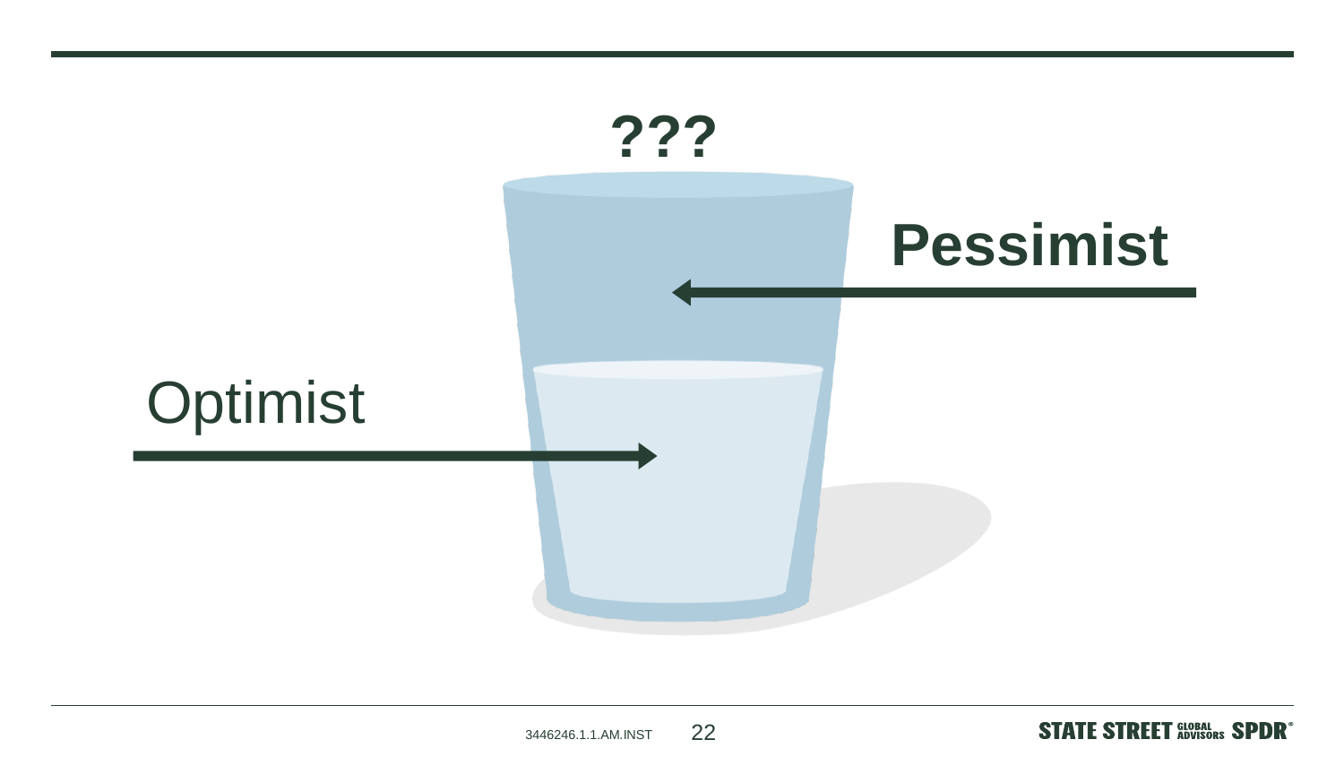???

Pessimist

Optimist

3446246.1.1.AM.INST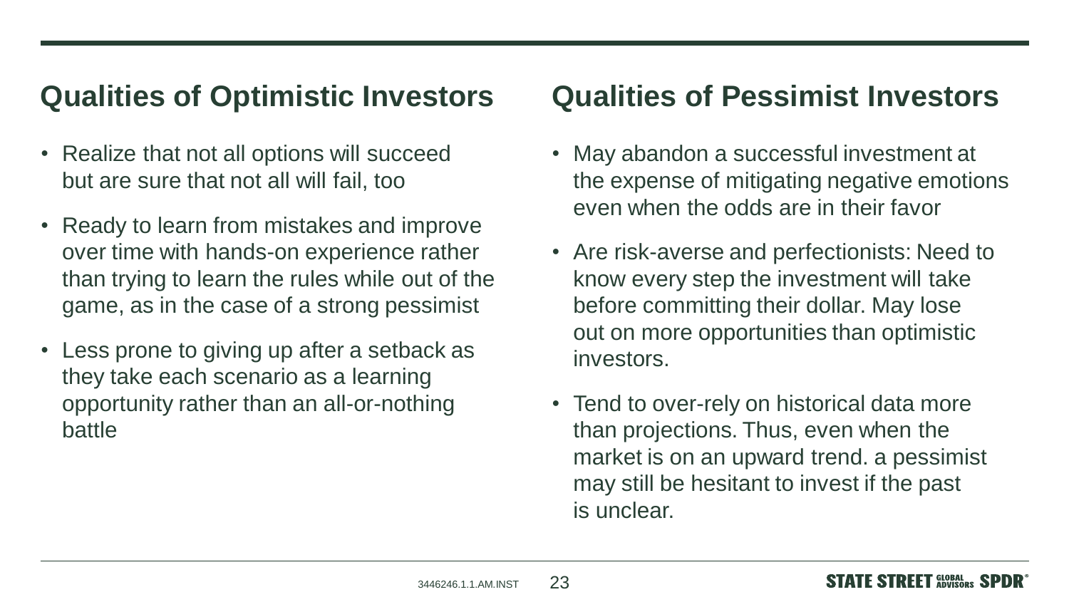## Qualities of Optimistic Investors

- Realize that not all options will succeed but are sure that not all will fail, too
- Ready to learn from mistakes and improve over time with hands-on experience rather than trying to learn the rules while out of the game, as in the case of a strong pessimist
- Less prone to giving up after a setback as they take each scenario as a learning opportunity rather than an all-or-nothing battle

## Qualities of Pessimist Investors

- May abandon a successful investment at the expense of mitigating negative emotions even when the odds are in their favor
- Are risk-averse and perfectionists: Need to know every step the investment will take before committing their dollar. May lose out on more opportunities than optimistic investors.
- Tend to over-rely on historical data more than projections. Thus, even when the market is on an upward trend. a pessimist may still be hesitant to invest if the past is unclear.

3446246.1.1.AM.INST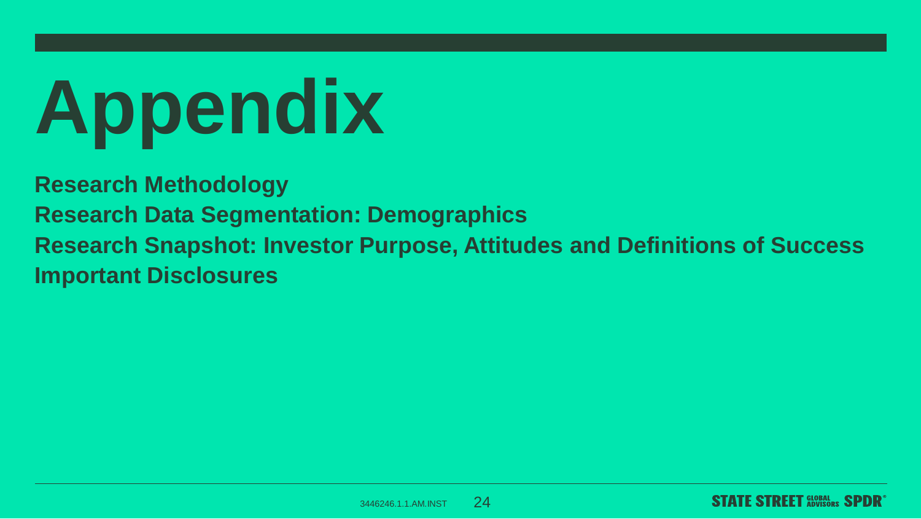# Appendix

**Research Methodology**

**Research Data Segmentation: Demographics**

**Research Snapshot: Investor Purpose, Attitudes and Definitions of Success**

**Important Disclosures**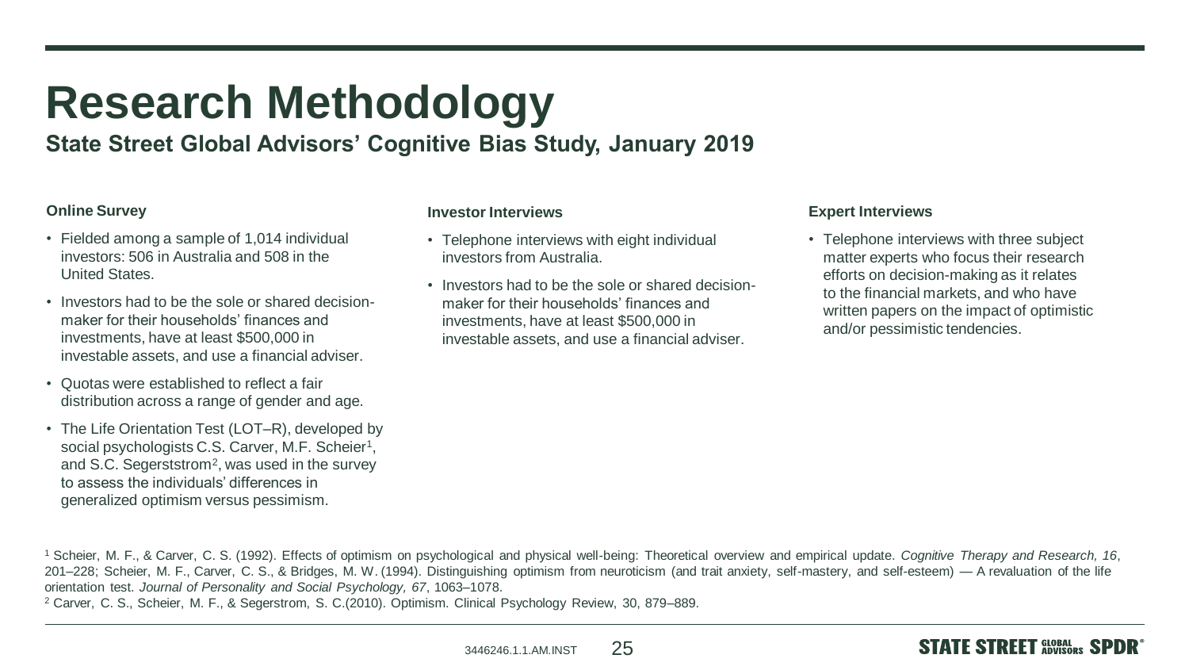# Research Methodology

## State Street Global Advisors' Cognitive Bias Study, January 2019

### Online Survey

- Fielded among a sample of 1,014 individual investors: 506 in Australia and 508 in the United States.
- Investors had to be the sole or shared decision-maker for their households' finances and investments, have at least $500,000 in investable assets, and use a financial adviser.
- Quotas were established to reflect a fair distribution across a range of gender and age.
- The Life Orientation Test (LOT–R), developed by social psychologists C.S. Carver, M.F. Scheier[1], and S.C. Segerststrom[2], was used in the survey to assess the individuals' differences in generalized optimism versus pessimism.

### Investor Interviews

- Telephone interviews with eight individual investors from Australia.
- Investors had to be the sole or shared decision-maker for their households' finances and investments, have at least $500,000 in investable assets, and use a financial adviser.

### Expert Interviews

- Telephone interviews with three subject matter experts who focus their research efforts on decision-making as it relates to the financial markets, and who have written papers on the impact of optimistic and/or pessimistic tendencies.

[1] Scheier, M. F., & Carver, C. S. (1992). Effects of optimism on psychological and physical well-being: Theoretical overview and empirical update. *Cognitive Therapy and Research, 16*, 201–228; Scheier, M. F., Carver, C. S., & Bridges, M. W. (1994). Distinguishing optimism from neuroticism (and trait anxiety, self-mastery, and self-esteem) — A revaluation of the life orientation test. *Journal of Personality and Social Psychology, 67*, 1063–1078.

[2] Carver, C. S., Scheier, M. F., & Segerstrom, S. C.(2010). Optimism. Clinical Psychology Review, 30, 879–889.

3446246.1.1.AM.INST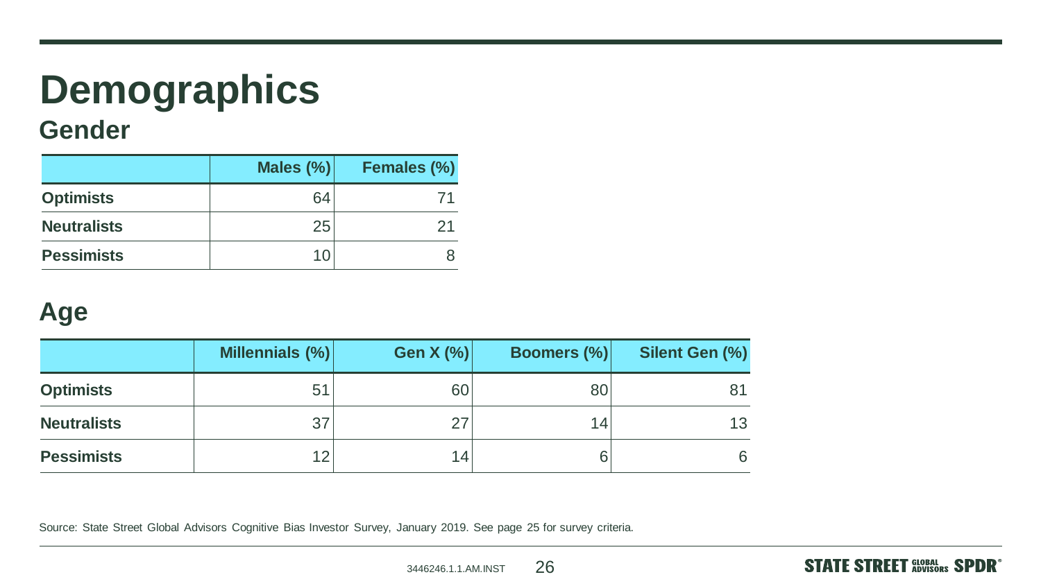# Demographics

## Gender

| | Males (%) | Females (%) |
|---|---|---|
| **Optimists** | 64 | 71 |
| **Neutralists** | 25 | 21 |
| **Pessimists** | 10 | 8 |

## Age

| | Millennials (%) | Gen X (%) | Boomers (%) | Silent Gen (%) |
|---|---|---|---|---|
| **Optimists** | 51 | 60 | 80 | 81 |
| **Neutralists** | 37 | 27 | 14 | 13 |
| **Pessimists** | 12 | 14 | 6 | 6 |

Source: State Street Global Advisors Cognitive Bias Investor Survey, January 2019. See page 25 for survey criteria.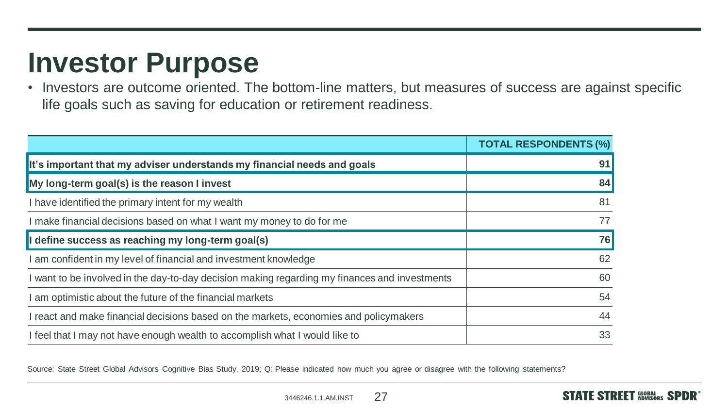# Investor Purpose

- Investors are outcome oriented. The bottom-line matters, but measures of success are against specific life goals such as saving for education or retirement readiness.

| | TOTAL RESPONDENTS (%) |
|---|---|
| **It's important that my adviser understands my financial needs and goals** | **91** |
| **My long-term goal(s) is the reason I invest** | **84** |
| I have identified the primary intent for my wealth | 81 |
| I make financial decisions based on what I want my money to do for me | 77 |
| **I define success as reaching my long-term goal(s)** | **76** |
| I am confident in my level of financial and investment knowledge | 62 |
| I want to be involved in the day-to-day decision making regarding my finances and investments | 60 |
| I am optimistic about the future of the financial markets | 54 |
| I react and make financial decisions based on the markets, economies and policymakers | 44 |
| I feel that I may not have enough wealth to accomplish what I would like to | 33 |

Source: State Street Global Advisors Cognitive Bias Study, 2019; Q: Please indicated how much you agree or disagree with the following statements?

3446246.1.1.AM.INST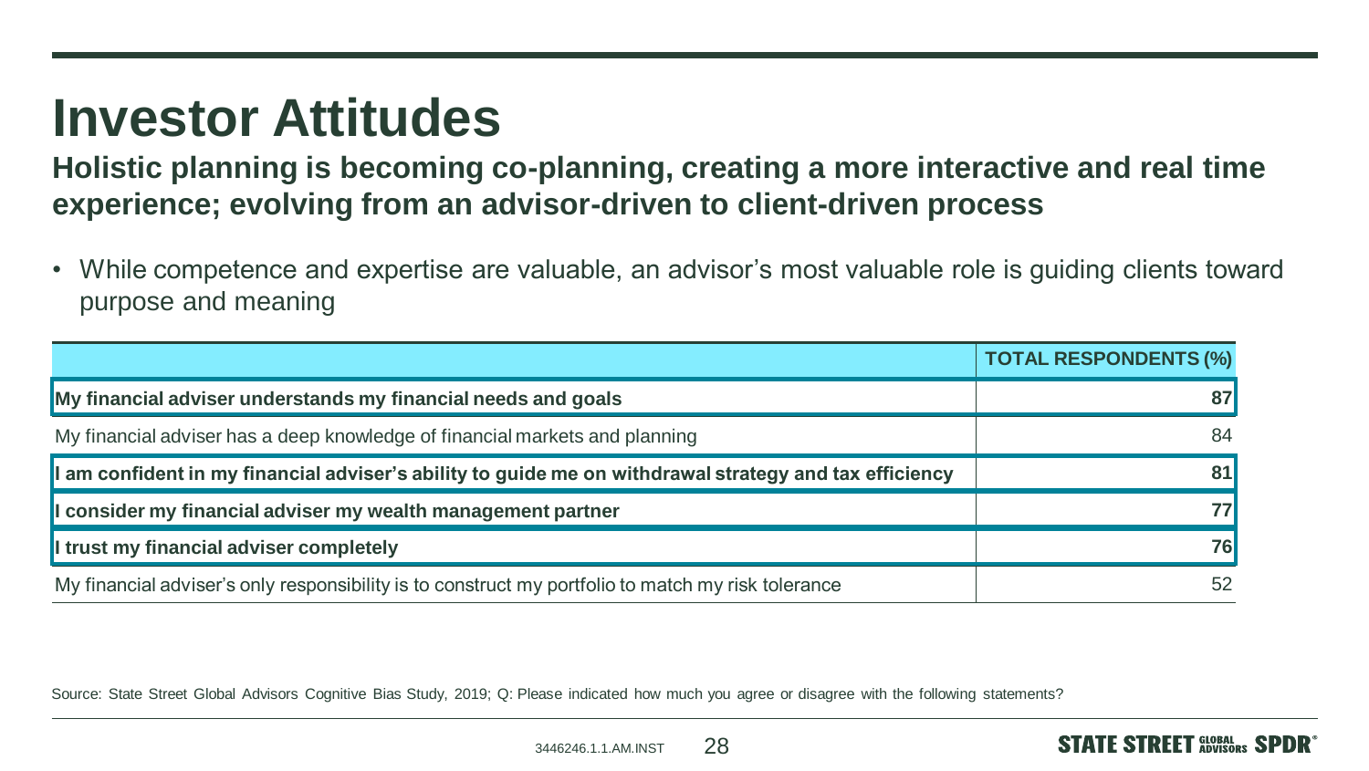# Investor Attitudes

**Holistic planning is becoming co-planning, creating a more interactive and real time experience; evolving from an advisor-driven to client-driven process**

- While competence and expertise are valuable, an advisor's most valuable role is guiding clients toward purpose and meaning

| | TOTAL RESPONDENTS (%) |
|---|---|
| **My financial adviser understands my financial needs and goals** | **87** |
| My financial adviser has a deep knowledge of financial markets and planning | 84 |
| **I am confident in my financial adviser's ability to guide me on withdrawal strategy and tax efficiency** | **81** |
| **I consider my financial adviser my wealth management partner** | **77** |
| **I trust my financial adviser completely** | **76** |
| My financial adviser's only responsibility is to construct my portfolio to match my risk tolerance | 52 |

Source: State Street Global Advisors Cognitive Bias Study, 2019; Q: Please indicated how much you agree or disagree with the following statements?

3446246.1.1.AM.INST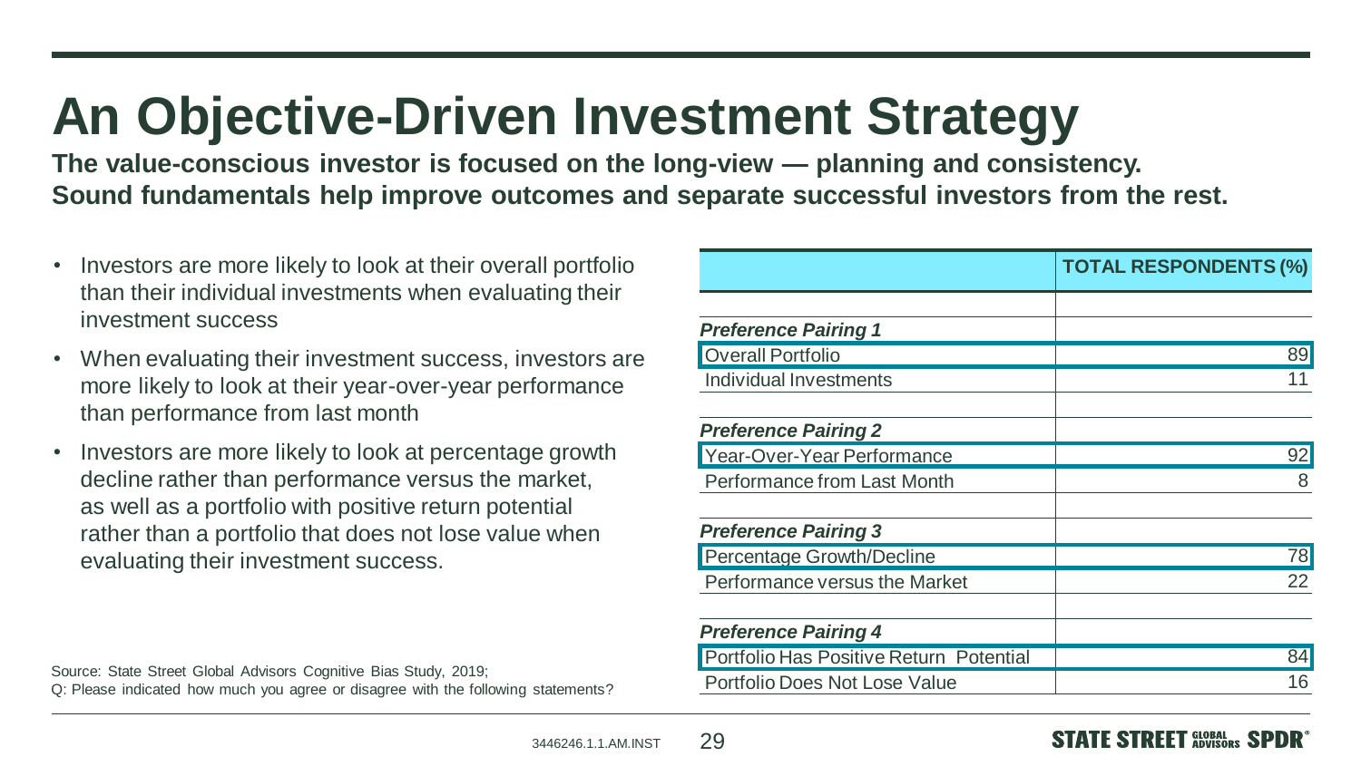# An Objective-Driven Investment Strategy

**The value-conscious investor is focused on the long-view — planning and consistency. Sound fundamentals help improve outcomes and separate successful investors from the rest.**

- Investors are more likely to look at their overall portfolio than their individual investments when evaluating their investment success
- When evaluating their investment success, investors are more likely to look at their year-over-year performance than performance from last month
- Investors are more likely to look at percentage growth decline rather than performance versus the market, as well as a portfolio with positive return potential rather than a portfolio that does not lose value when evaluating their investment success.

| | TOTAL RESPONDENTS (%) |
|---|---|
| | |
| ***Preference Pairing 1*** | |
| Overall Portfolio | 89 |
| Individual Investments | 11 |
| | |
| ***Preference Pairing 2*** | |
| Year-Over-Year Performance | 92 |
| Performance from Last Month | 8 |
| | |
| ***Preference Pairing 3*** | |
| Percentage Growth/Decline | 78 |
| Performance versus the Market | 22 |
| | |
| ***Preference Pairing 4*** | |
| Portfolio Has Positive Return Potential | 84 |
| Portfolio Does Not Lose Value | 16 |

Source: State Street Global Advisors Cognitive Bias Study, 2019;
Q: Please indicated how much you agree or disagree with the following statements?

3446246.1.1.AM.INST

STATE STREET GLOBAL ADVISORS SPDR®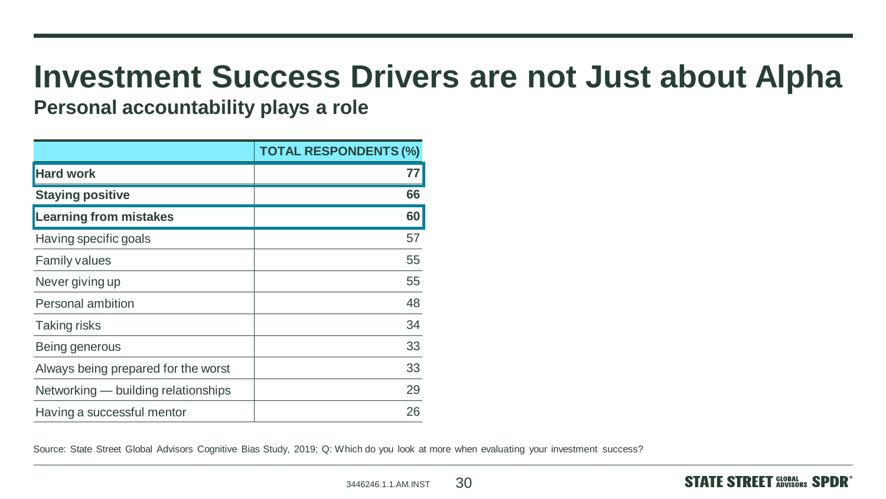# Investment Success Drivers are not Just about Alpha

## Personal accountability plays a role

| | TOTAL RESPONDENTS (%) |
|---|---|
| **Hard work** | **77** |
| **Staying positive** | **66** |
| **Learning from mistakes** | **60** |
| Having specific goals | 57 |
| Family values | 55 |
| Never giving up | 55 |
| Personal ambition | 48 |
| Taking risks | 34 |
| Being generous | 33 |
| Always being prepared for the worst | 33 |
| Networking — building relationships | 29 |
| Having a successful mentor | 26 |

Source: State Street Global Advisors Cognitive Bias Study, 2019; Q: Which do you look at more when evaluating your investment success?

3446246.1.1.AM.INST

STATE STREET GLOBAL ADVISORS SPDR®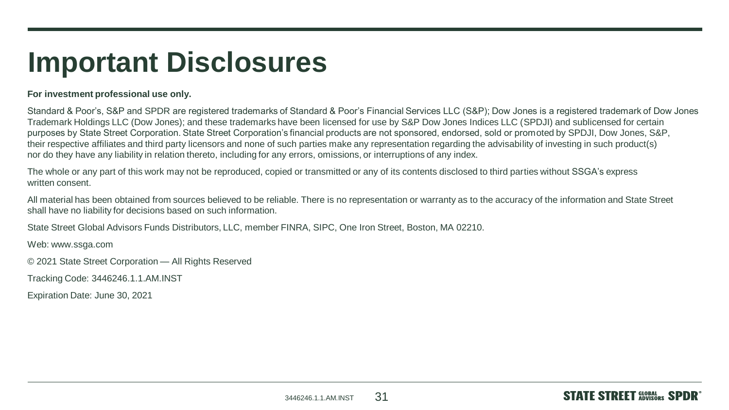# Important Disclosures

**For investment professional use only.**

Standard & Poor's, S&P and SPDR are registered trademarks of Standard & Poor's Financial Services LLC (S&P); Dow Jones is a registered trademark of Dow Jones Trademark Holdings LLC (Dow Jones); and these trademarks have been licensed for use by S&P Dow Jones Indices LLC (SPDJI) and sublicensed for certain purposes by State Street Corporation. State Street Corporation's financial products are not sponsored, endorsed, sold or promoted by SPDJI, Dow Jones, S&P, their respective affiliates and third party licensors and none of such parties make any representation regarding the advisability of investing in such product(s) nor do they have any liability in relation thereto, including for any errors, omissions, or interruptions of any index.

The whole or any part of this work may not be reproduced, copied or transmitted or any of its contents disclosed to third parties without SSGA's express written consent.

All material has been obtained from sources believed to be reliable. There is no representation or warranty as to the accuracy of the information and State Street shall have no liability for decisions based on such information.

State Street Global Advisors Funds Distributors, LLC, member FINRA, SIPC, One Iron Street, Boston, MA 02210.

Web: www.ssga.com

© 2021 State Street Corporation — All Rights Reserved

Tracking Code: 3446246.1.1.AM.INST

Expiration Date: June 30, 2021